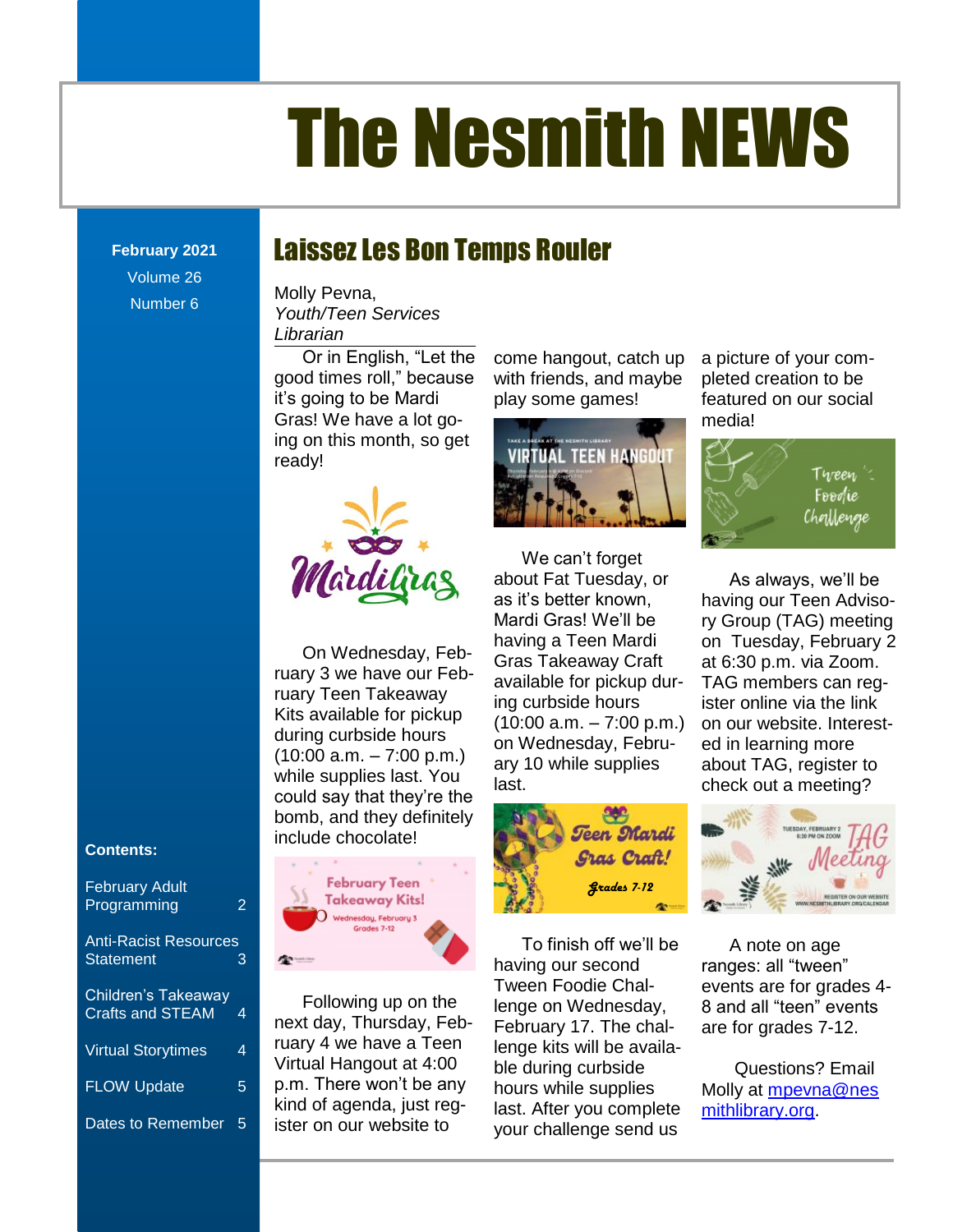# The Nesmith NEWS

**February 2021**
Volume 26
Number 6

## Laissez Les Bon Temps Rouler

Molly Pevna,
*Youth/Teen Services Librarian*

Or in English, "Let the good times roll," because it's going to be Mardi Gras! We have a lot going on this month, so get ready!

On Wednesday, February 3 we have our February Teen Takeaway Kits available for pickup during curbside hours (10:00 a.m. – 7:00 p.m.) while supplies last. You could say that they're the bomb, and they definitely include chocolate!

Following up on the next day, Thursday, February 4 we have a Teen Virtual Hangout at 4:00 p.m. There won't be any kind of agenda, just register on our website to come hangout, catch up with friends, and maybe play some games!

We can't forget about Fat Tuesday, or as it's better known, Mardi Gras! We'll be having a Teen Mardi Gras Takeaway Craft available for pickup during curbside hours (10:00 a.m. – 7:00 p.m.) on Wednesday, February 10 while supplies last.

To finish off we'll be having our second Tween Foodie Challenge on Wednesday, February 17. The challenge kits will be available during curbside hours while supplies last. After you complete your challenge send us a picture of your completed creation to be featured on our social media!

As always, we'll be having our Teen Advisory Group (TAG) meeting on Tuesday, February 2 at 6:30 p.m. via Zoom. TAG members can register online via the link on our website. Interested in learning more about TAG, register to check out a meeting?

A note on age ranges: all "tween" events are for grades 4-8 and all "teen" events are for grades 7-12.

Questions? Email Molly at [mpevna@nesmithlibrary.org](mailto:mpevna@nesmithlibrary.org).

**Contents:**

| | |
|---|---|
| February Adult Programming | 2 |
| Anti-Racist Resources Statement | 3 |
| Children's Takeaway Crafts and STEAM | 4 |
| Virtual Storytimes | 4 |
| FLOW Update | 5 |
| Dates to Remember | 5 |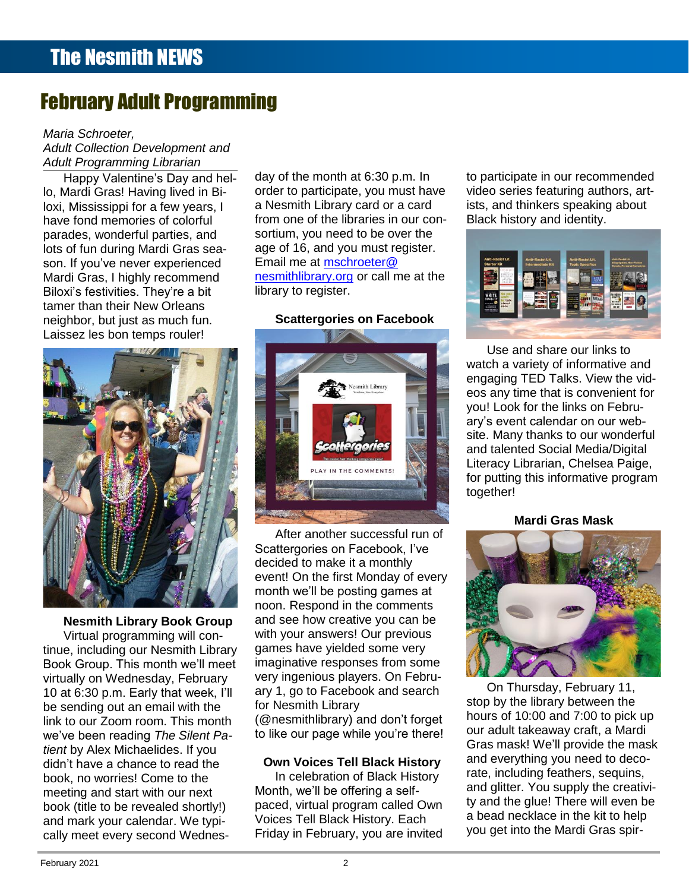# February Adult Programming

*Maria Schroeter,*
*Adult Collection Development and Adult Programming Librarian*

Happy Valentine's Day and hello, Mardi Gras! Having lived in Biloxi, Mississippi for a few years, I have fond memories of colorful parades, wonderful parties, and lots of fun during Mardi Gras season. If you've never experienced Mardi Gras, I highly recommend Biloxi's festivities. They're a bit tamer than their New Orleans neighbor, but just as much fun. Laissez les bon temps rouler!

### Nesmith Library Book Group

Virtual programming will continue, including our Nesmith Library Book Group. This month we'll meet virtually on Wednesday, February 10 at 6:30 p.m. Early that week, I'll be sending out an email with the link to our Zoom room. This month we've been reading *The Silent Patient* by Alex Michaelides. If you didn't have a chance to read the book, no worries! Come to the meeting and start with our next book (title to be revealed shortly!) and mark your calendar. We typically meet every second Wednesday of the month at 6:30 p.m. In order to participate, you must have a Nesmith Library card or a card from one of the libraries in our consortium, you need to be over the age of 16, and you must register. Email me at mschroeter@nesmithlibrary.org or call me at the library to register.

### Scattergories on Facebook

After another successful run of Scattergories on Facebook, I've decided to make it a monthly event! On the first Monday of every month we'll be posting games at noon. Respond in the comments and see how creative you can be with your answers! Our previous games have yielded some very imaginative responses from some very ingenious players. On February 1, go to Facebook and search for Nesmith Library (@nesmithlibrary) and don't forget to like our page while you're there!

### Own Voices Tell Black History

In celebration of Black History Month, we'll be offering a self-paced, virtual program called Own Voices Tell Black History. Each Friday in February, you are invited to participate in our recommended video series featuring authors, artists, and thinkers speaking about Black history and identity.

Use and share our links to watch a variety of informative and engaging TED Talks. View the videos any time that is convenient for you! Look for the links on February's event calendar on our website. Many thanks to our wonderful and talented Social Media/Digital Literacy Librarian, Chelsea Paige, for putting this informative program together!

### Mardi Gras Mask

On Thursday, February 11, stop by the library between the hours of 10:00 and 7:00 to pick up our adult takeaway craft, a Mardi Gras mask! We'll provide the mask and everything you need to decorate, including feathers, sequins, and glitter. You supply the creativity and the glue! There will even be a bead necklace in the kit to help you get into the Mardi Gras spir-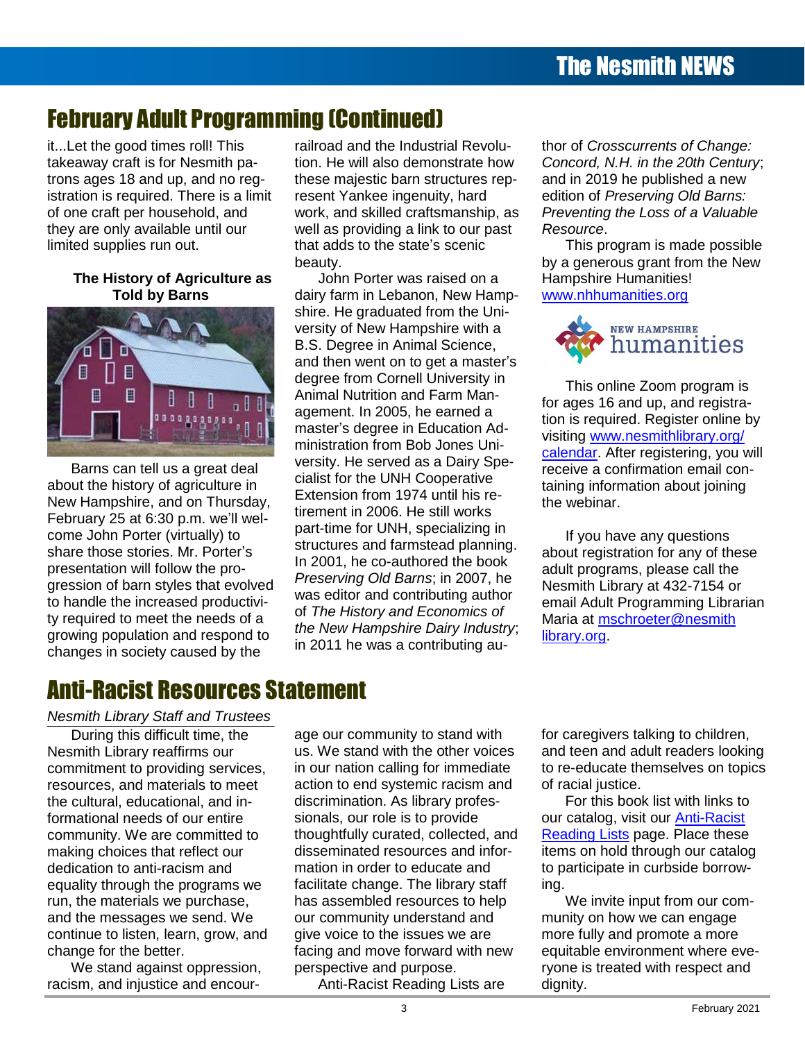## February Adult Programming (Continued)

it...Let the good times roll! This takeaway craft is for Nesmith patrons ages 18 and up, and no registration is required. There is a limit of one craft per household, and they are only available until our limited supplies run out.

### The History of Agriculture as Told by Barns

Barns can tell us a great deal about the history of agriculture in New Hampshire, and on Thursday, February 25 at 6:30 p.m. we'll welcome John Porter (virtually) to share those stories. Mr. Porter's presentation will follow the progression of barn styles that evolved to handle the increased productivity required to meet the needs of a growing population and respond to changes in society caused by the railroad and the Industrial Revolution. He will also demonstrate how these majestic barn structures represent Yankee ingenuity, hard work, and skilled craftsmanship, as well as providing a link to our past that adds to the state's scenic beauty.

John Porter was raised on a dairy farm in Lebanon, New Hampshire. He graduated from the University of New Hampshire with a B.S. Degree in Animal Science, and then went on to get a master's degree from Cornell University in Animal Nutrition and Farm Management. In 2005, he earned a master's degree in Education Administration from Bob Jones University. He served as a Dairy Specialist for the UNH Cooperative Extension from 1974 until his retirement in 2006. He still works part-time for UNH, specializing in structures and farmstead planning. In 2001, he co-authored the book *Preserving Old Barns*; in 2007, he was editor and contributing author of *The History and Economics of the New Hampshire Dairy Industry*; in 2011 he was a contributing author of *Crosscurrents of Change: Concord, N.H. in the 20th Century*; and in 2019 he published a new edition of *Preserving Old Barns: Preventing the Loss of a Valuable Resource*.

This program is made possible by a generous grant from the New Hampshire Humanities! www.nhhumanities.org

This online Zoom program is for ages 16 and up, and registration is required. Register online by visiting www.nesmithlibrary.org/calendar. After registering, you will receive a confirmation email containing information about joining the webinar.

If you have any questions about registration for any of these adult programs, please call the Nesmith Library at 432-7154 or email Adult Programming Librarian Maria at mschroeter@nesmithlibrary.org.

## Anti-Racist Resources Statement

*Nesmith Library Staff and Trustees*

During this difficult time, the Nesmith Library reaffirms our commitment to providing services, resources, and materials to meet the cultural, educational, and informational needs of our entire community. We are committed to making choices that reflect our dedication to anti-racism and equality through the programs we run, the materials we purchase, and the messages we send. We continue to listen, learn, grow, and change for the better.

We stand against oppression, racism, and injustice and encourage our community to stand with us. We stand with the other voices in our nation calling for immediate action to end systemic racism and discrimination. As library professionals, our role is to provide thoughtfully curated, collected, and disseminated resources and information in order to educate and facilitate change. The library staff has assembled resources to help our community understand and give voice to the issues we are facing and move forward with new perspective and purpose.

Anti-Racist Reading Lists are for caregivers talking to children, and teen and adult readers looking to re-educate themselves on topics of racial justice.

For this book list with links to our catalog, visit our Anti-Racist Reading Lists page. Place these items on hold through our catalog to participate in curbside borrowing.

We invite input from our community on how we can engage more fully and promote a more equitable environment where everyone is treated with respect and dignity.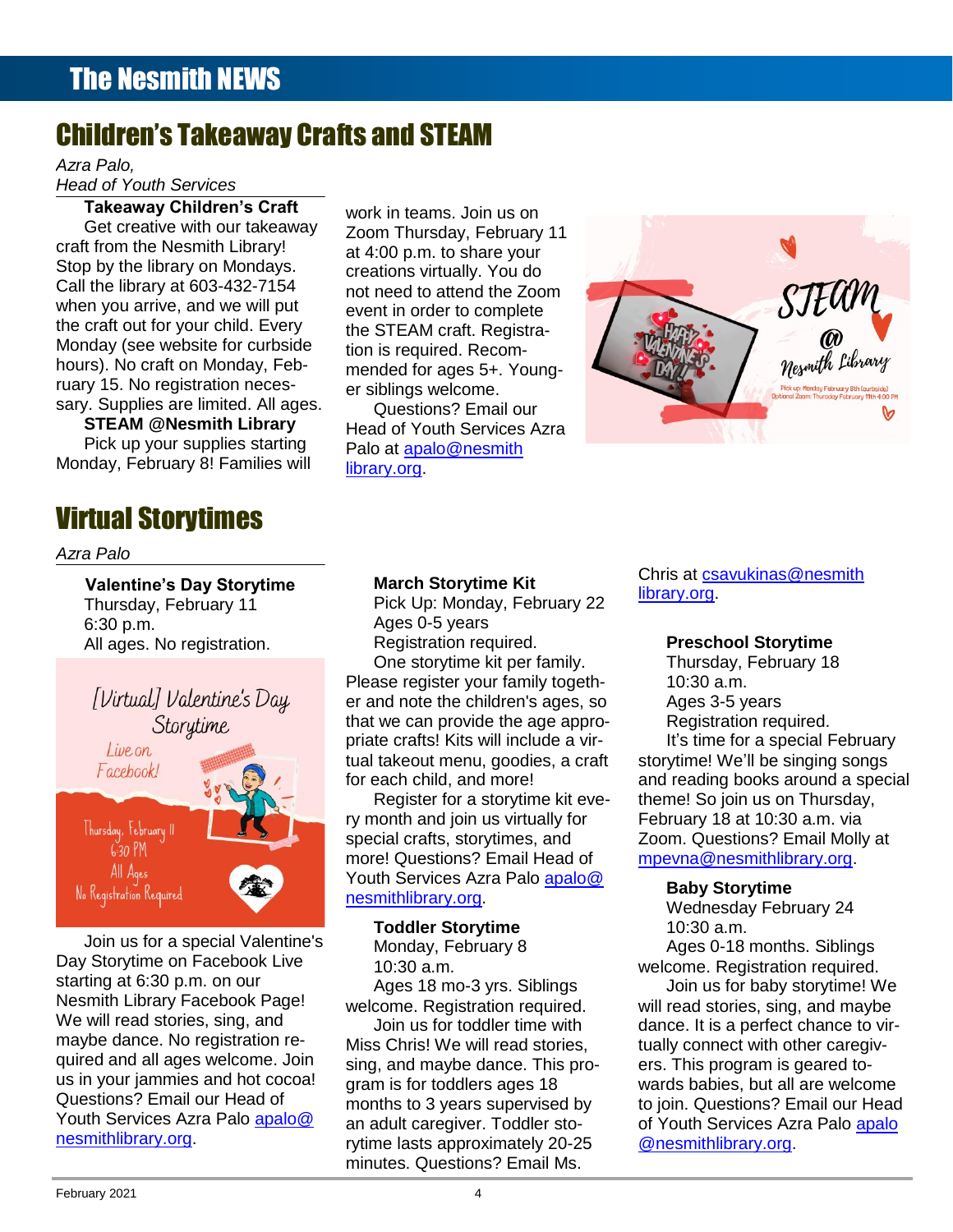# The Nesmith NEWS

## Children's Takeaway Crafts and STEAM

*Azra Palo,*
*Head of Youth Services*

**Takeaway Children's Craft**

Get creative with our takeaway craft from the Nesmith Library! Stop by the library on Mondays. Call the library at 603-432-7154 when you arrive, and we will put the craft out for your child. Every Monday (see website for curbside hours). No craft on Monday, February 15. No registration necessary. Supplies are limited. All ages.

**STEAM @Nesmith Library**

Pick up your supplies starting Monday, February 8! Families will work in teams. Join us on Zoom Thursday, February 11 at 4:00 p.m. to share your creations virtually. You do not need to attend the Zoom event in order to complete the STEAM craft. Registration is required. Recommended for ages 5+. Younger siblings welcome.

Questions? Email our Head of Youth Services Azra Palo at apalo@nesmithlibrary.org.

## Virtual Storytimes

*Azra Palo*

**Valentine's Day Storytime**
Thursday, February 11
6:30 p.m.
All ages. No registration.

Join us for a special Valentine's Day Storytime on Facebook Live starting at 6:30 p.m. on our Nesmith Library Facebook Page! We will read stories, sing, and maybe dance. No registration required and all ages welcome. Join us in your jammies and hot cocoa! Questions? Email our Head of Youth Services Azra Palo apalo@nesmithlibrary.org.

**March Storytime Kit**
Pick Up: Monday, February 22
Ages 0-5 years
Registration required.

One storytime kit per family. Please register your family together and note the children's ages, so that we can provide the age appropriate crafts! Kits will include a virtual takeout menu, goodies, a craft for each child, and more!

Register for a storytime kit every month and join us virtually for special crafts, storytimes, and more! Questions? Email Head of Youth Services Azra Palo apalo@nesmithlibrary.org.

**Toddler Storytime**
Monday, February 8
10:30 a.m.

Ages 18 mo-3 yrs. Siblings welcome. Registration required.

Join us for toddler time with Miss Chris! We will read stories, sing, and maybe dance. This program is for toddlers ages 18 months to 3 years supervised by an adult caregiver. Toddler storytime lasts approximately 20-25 minutes. Questions? Email Ms. Chris at csavukinas@nesmithlibrary.org.

**Preschool Storytime**
Thursday, February 18
10:30 a.m.
Ages 3-5 years
Registration required.

It's time for a special February storytime! We'll be singing songs and reading books around a special theme! So join us on Thursday, February 18 at 10:30 a.m. via Zoom. Questions? Email Molly at mpevna@nesmithlibrary.org.

**Baby Storytime**
Wednesday February 24
10:30 a.m.

Ages 0-18 months. Siblings welcome. Registration required.

Join us for baby storytime! We will read stories, sing, and maybe dance. It is a perfect chance to virtually connect with other caregivers. This program is geared towards babies, but all are welcome to join. Questions? Email our Head of Youth Services Azra Palo apalo@nesmithlibrary.org.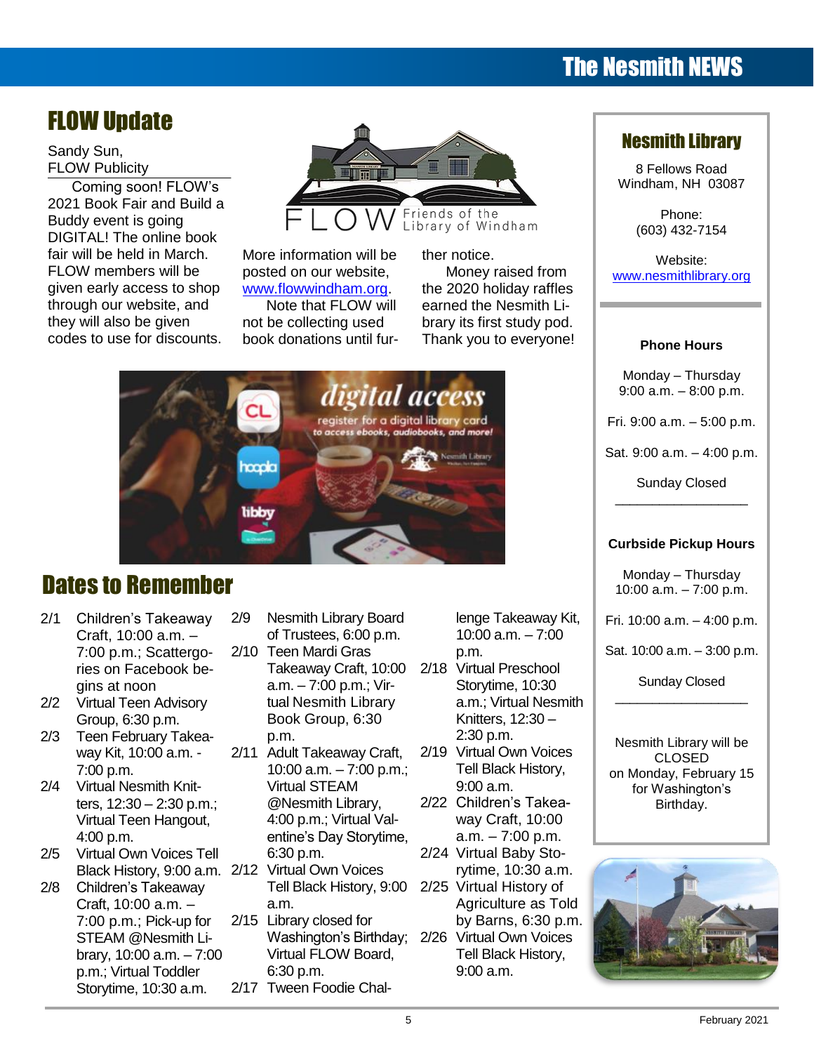## FLOW Update

Sandy Sun,
FLOW Publicity

Coming soon! FLOW's 2021 Book Fair and Build a Buddy event is going DIGITAL! The online book fair will be held in March. FLOW members will be given early access to shop through our website, and they will also be given codes to use for discounts. More information will be posted on our website, www.flowwindham.org.

Note that FLOW will not be collecting used book donations until further notice.

Money raised from the 2020 holiday raffles earned the Nesmith Library its first study pod. Thank you to everyone!

## Dates to Remember

- 2/1 Children's Takeaway Craft, 10:00 a.m. – 7:00 p.m.; Scattergories on Facebook begins at noon
- 2/2 Virtual Teen Advisory Group, 6:30 p.m.
- 2/3 Teen February Takeaway Kit, 10:00 a.m. - 7:00 p.m.
- 2/4 Virtual Nesmith Knitters, 12:30 – 2:30 p.m.; Virtual Teen Hangout, 4:00 p.m.
- 2/5 Virtual Own Voices Tell Black History, 9:00 a.m.
- 2/8 Children's Takeaway Craft, 10:00 a.m. – 7:00 p.m.; Pick-up for STEAM @Nesmith Library, 10:00 a.m. – 7:00 p.m.; Virtual Toddler Storytime, 10:30 a.m.
- 2/9 Nesmith Library Board of Trustees, 6:00 p.m.
- 2/10 Teen Mardi Gras Takeaway Craft, 10:00 a.m. – 7:00 p.m.; Virtual Nesmith Library Book Group, 6:30 p.m.
- 2/11 Adult Takeaway Craft, 10:00 a.m. – 7:00 p.m.; Virtual STEAM @Nesmith Library, 4:00 p.m.; Virtual Valentine's Day Storytime, 6:30 p.m.
- 2/12 Virtual Own Voices Tell Black History, 9:00 a.m.
- 2/15 Library closed for Washington's Birthday; Virtual FLOW Board, 6:30 p.m.
- 2/17 Tween Foodie Challenge Takeaway Kit, 10:00 a.m. – 7:00 p.m.
- 2/18 Virtual Preschool Storytime, 10:30 a.m.; Virtual Nesmith Knitters, 12:30 – 2:30 p.m.
- 2/19 Virtual Own Voices Tell Black History, 9:00 a.m.
- 2/22 Children's Takeaway Craft, 10:00 a.m. – 7:00 p.m.
- 2/24 Virtual Baby Storytime, 10:30 a.m.
- 2/25 Virtual History of Agriculture as Told by Barns, 6:30 p.m.
- 2/26 Virtual Own Voices Tell Black History, 9:00 a.m.

## Nesmith Library

8 Fellows Road
Windham, NH 03087

Phone:
(603) 432-7154

Website:
www.nesmithlibrary.org

**Phone Hours**

Monday – Thursday
9:00 a.m. – 8:00 p.m.

Fri. 9:00 a.m. – 5:00 p.m.

Sat. 9:00 a.m. – 4:00 p.m.

Sunday Closed

**Curbside Pickup Hours**

Monday – Thursday
10:00 a.m. – 7:00 p.m.

Fri. 10:00 a.m. – 4:00 p.m.

Sat. 10:00 a.m. – 3:00 p.m.

Sunday Closed

Nesmith Library will be CLOSED on Monday, February 15 for Washington's Birthday.